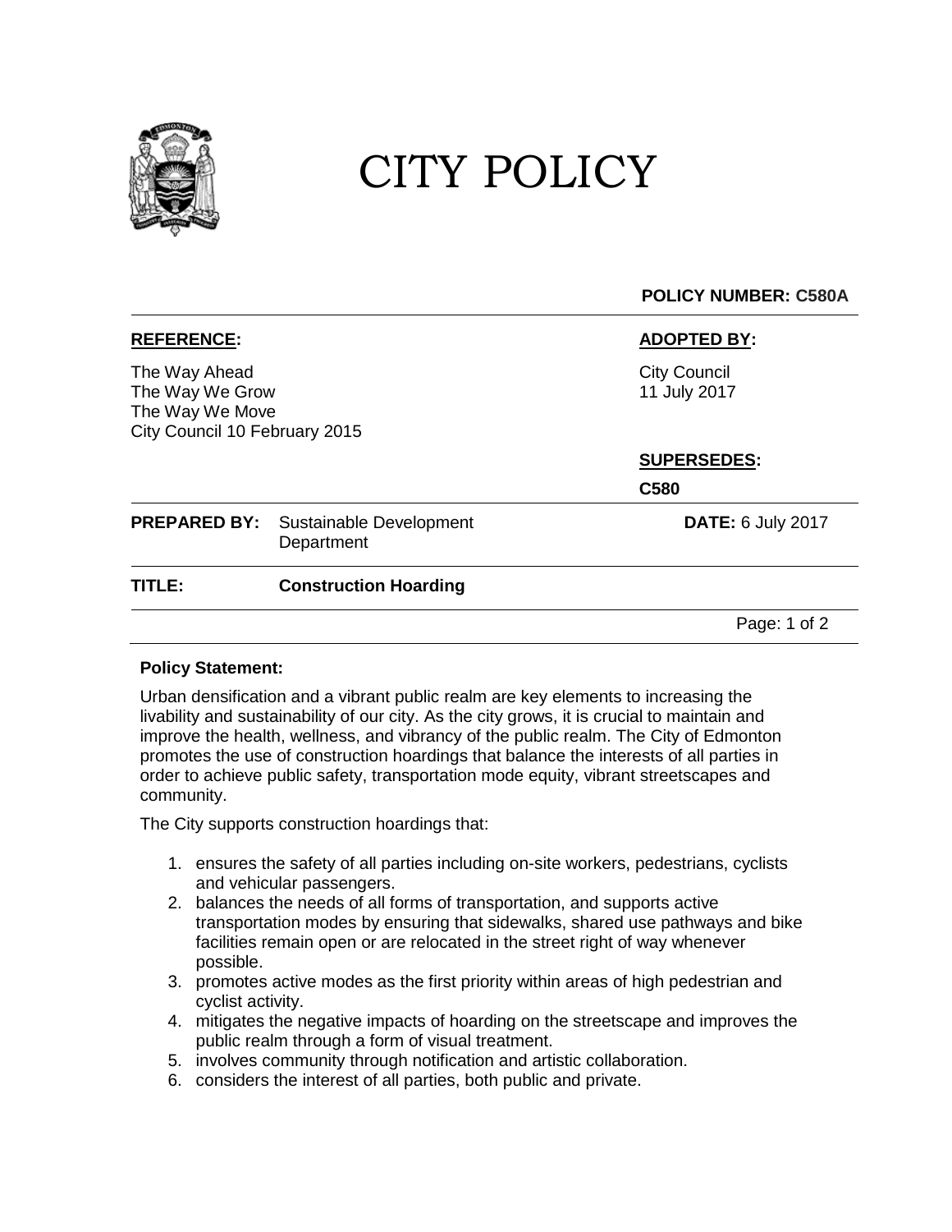# CITY POLICY

**POLICY NUMBER: C580A**

| **REFERENCE:** | | **ADOPTED BY:** |
|---|---|---|
| The Way Ahead<br>The Way We Grow<br>The Way We Move<br>City Council 10 February 2015 | | City Council<br>11 July 2017 |
| | | **SUPERSEDES:**<br>**C580** |
| **PREPARED BY:** | Sustainable Development Department | **DATE:** 6 July 2017 |
| **TITLE:** | **Construction Hoarding** | |

**Policy Statement:**

Urban densification and a vibrant public realm are key elements to increasing the livability and sustainability of our city. As the city grows, it is crucial to maintain and improve the health, wellness, and vibrancy of the public realm. The City of Edmonton promotes the use of construction hoardings that balance the interests of all parties in order to achieve public safety, transportation mode equity, vibrant streetscapes and community.

The City supports construction hoardings that:

1. ensures the safety of all parties including on-site workers, pedestrians, cyclists and vehicular passengers.
2. balances the needs of all forms of transportation, and supports active transportation modes by ensuring that sidewalks, shared use pathways and bike facilities remain open or are relocated in the street right of way whenever possible.
3. promotes active modes as the first priority within areas of high pedestrian and cyclist activity.
4. mitigates the negative impacts of hoarding on the streetscape and improves the public realm through a form of visual treatment.
5. involves community through notification and artistic collaboration.
6. considers the interest of all parties, both public and private.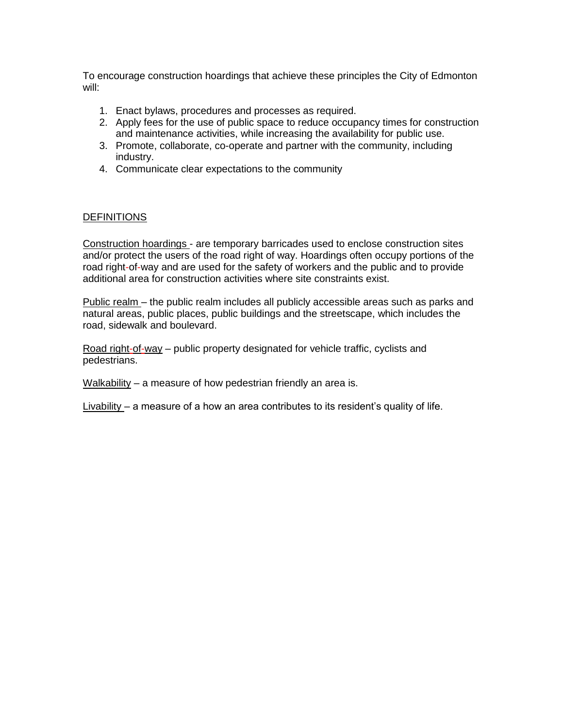To encourage construction hoardings that achieve these principles the City of Edmonton will:

1. Enact bylaws, procedures and processes as required.
2. Apply fees for the use of public space to reduce occupancy times for construction and maintenance activities, while increasing the availability for public use.
3. Promote, collaborate, co-operate and partner with the community, including industry.
4. Communicate clear expectations to the community

## DEFINITIONS

Construction hoardings - are temporary barricades used to enclose construction sites and/or protect the users of the road right of way. Hoardings often occupy portions of the road right-of-way and are used for the safety of workers and the public and to provide additional area for construction activities where site constraints exist.

Public realm – the public realm includes all publicly accessible areas such as parks and natural areas, public places, public buildings and the streetscape, which includes the road, sidewalk and boulevard.

Road right-of-way – public property designated for vehicle traffic, cyclists and pedestrians.

Walkability – a measure of how pedestrian friendly an area is.

Livability – a measure of a how an area contributes to its resident's quality of life.